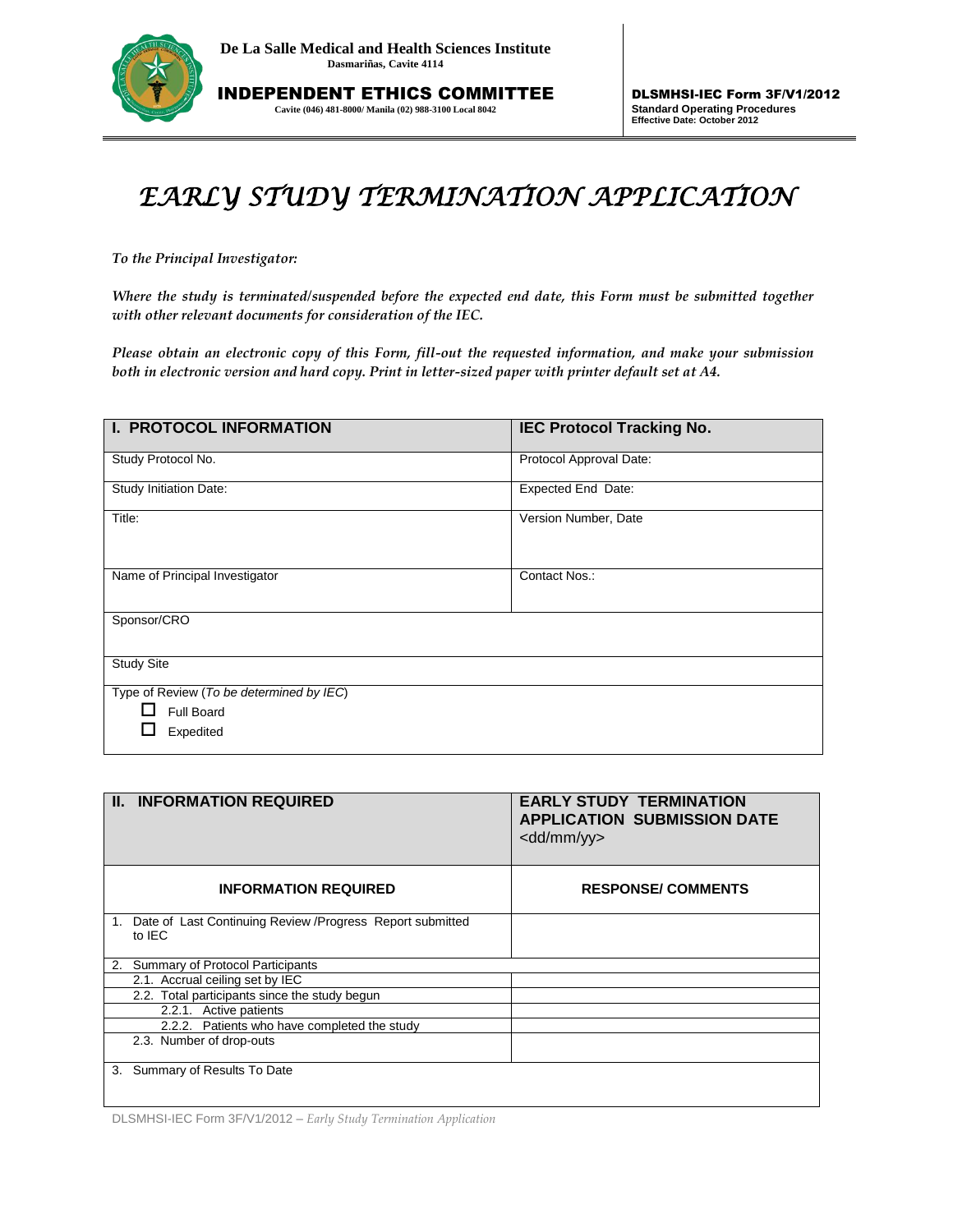**De La Salle Medical and Health Sciences Institute**
**Dasmariñas, Cavite 4114**

**INDEPENDENT ETHICS COMMITTEE**
**Cavite (046) 481-8000/ Manila (02) 988-3100 Local 8042**

**DLSMHSI-IEC Form 3F/V1/2012**
**Standard Operating Procedures**
**Effective Date: October 2012**

# *EARLY STUDY TERMINATION APPLICATION*

*To the Principal Investigator:*

*Where the study is terminated/suspended before the expected end date, this Form must be submitted together with other relevant documents for consideration of the IEC.*

*Please obtain an electronic copy of this Form, fill-out the requested information, and make your submission both in electronic version and hard copy. Print in letter-sized paper with printer default set at A4.*

| **I. PROTOCOL INFORMATION** | **IEC Protocol Tracking No.** |
|---|---|
| Study Protocol No. | Protocol Approval Date: |
| Study Initiation Date: | Expected End Date: |
| Title: | Version Number, Date |
| Name of Principal Investigator | Contact Nos.: |
| Sponsor/CRO | |
| Study Site | |
| Type of Review (*To be determined by IEC*)<br>☐ Full Board<br>☐ Expedited | |

| **II. INFORMATION REQUIRED** | **EARLY STUDY TERMINATION APPLICATION SUBMISSION DATE** <dd/mm/yy> |
|---|---|
| **INFORMATION REQUIRED** | **RESPONSE/ COMMENTS** |
| 1. Date of Last Continuing Review /Progress Report submitted to IEC | |
| 2. Summary of Protocol Participants | |
| 2.1. Accrual ceiling set by IEC | |
| 2.2. Total participants since the study begun | |
| 2.2.1. Active patients | |
| 2.2.2. Patients who have completed the study | |
| 2.3. Number of drop-outs | |
| 3. Summary of Results To Date | |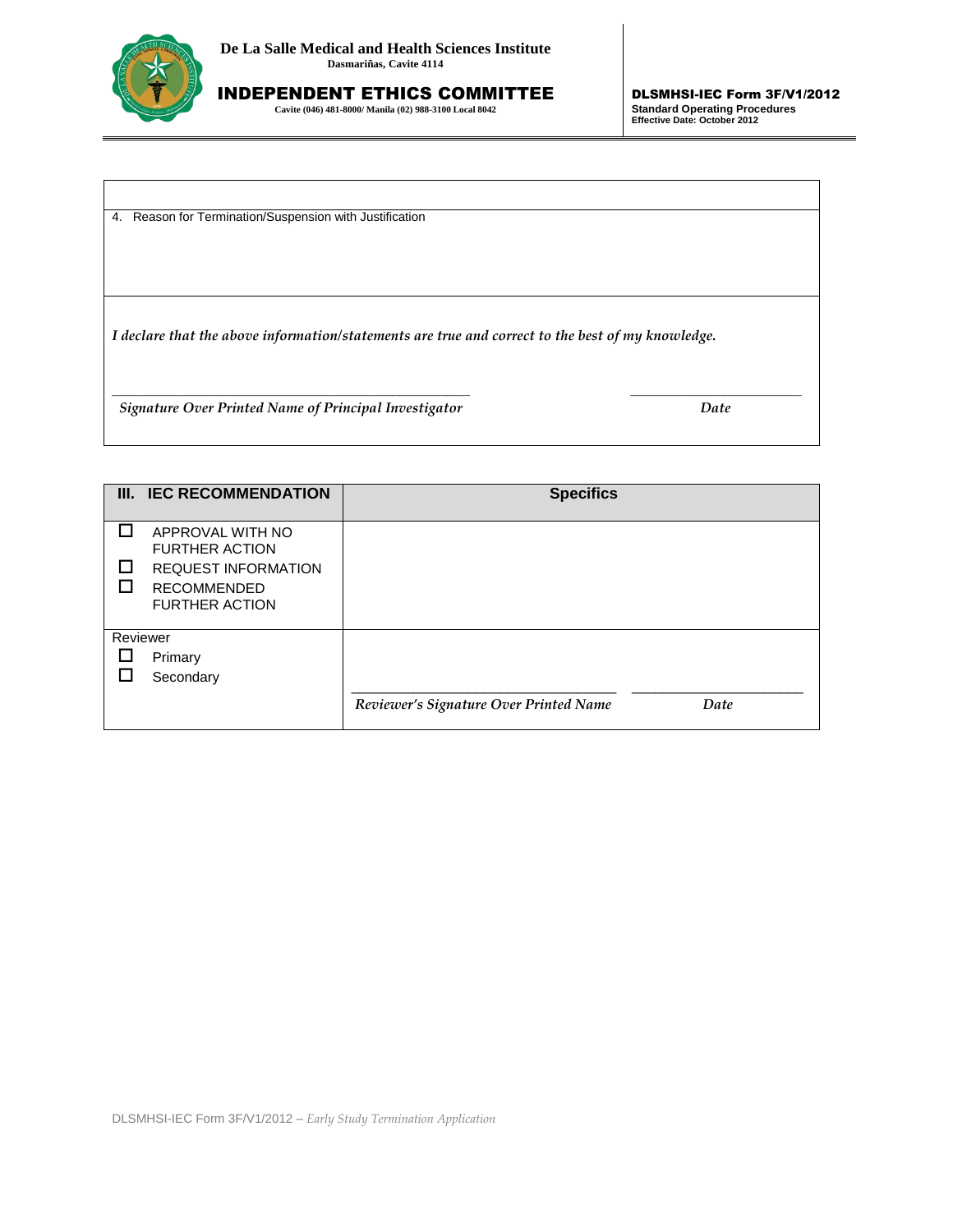| |
|---|
| 4. Reason for Termination/Suspension with Justification |
| *I declare that the above information/statements are true and correct to the best of my knowledge.*<br><br>_______________________________ *Signature Over Printed Name of Principal Investigator* &nbsp;&nbsp;&nbsp;&nbsp; _______________ *Date* |

| III. IEC RECOMMENDATION | Specifics |
|---|---|
| ☐ APPROVAL WITH NO FURTHER ACTION<br>☐ REQUEST INFORMATION<br>☐ RECOMMENDED FURTHER ACTION | |
| Reviewer<br>☐ Primary<br>☐ Secondary | _______________________________ *Reviewer's Signature Over Printed Name* &nbsp;&nbsp;&nbsp;&nbsp; _______________ *Date* |